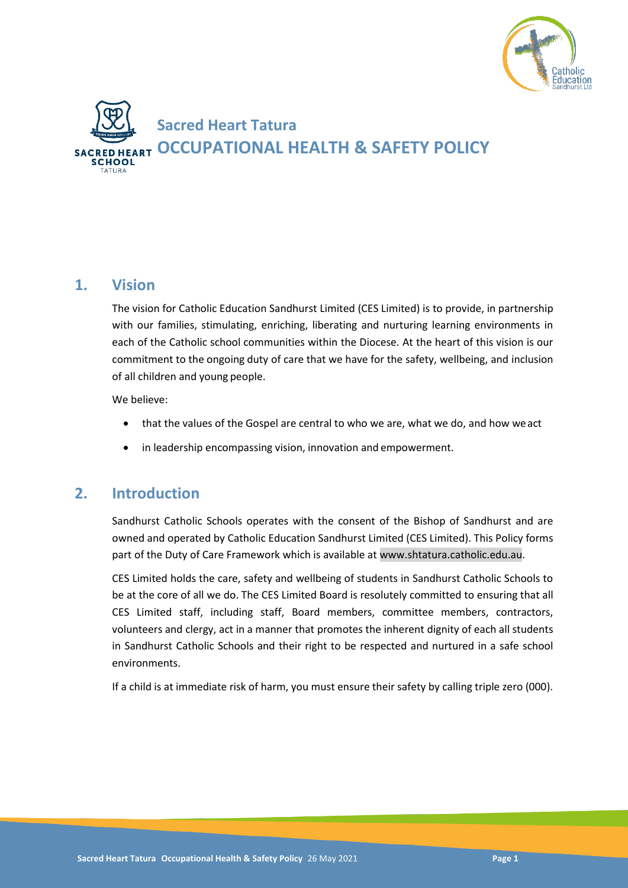# Sacred Heart Tatura
# OCCUPATIONAL HEALTH & SAFETY POLICY

## 1. Vision

The vision for Catholic Education Sandhurst Limited (CES Limited) is to provide, in partnership with our families, stimulating, enriching, liberating and nurturing learning environments in each of the Catholic school communities within the Diocese. At the heart of this vision is our commitment to the ongoing duty of care that we have for the safety, wellbeing, and inclusion of all children and young people.

We believe:

- that the values of the Gospel are central to who we are, what we do, and how we act
- in leadership encompassing vision, innovation and empowerment.

## 2. Introduction

Sandhurst Catholic Schools operates with the consent of the Bishop of Sandhurst and are owned and operated by Catholic Education Sandhurst Limited (CES Limited). This Policy forms part of the Duty of Care Framework which is available at www.shtatura.catholic.edu.au.

CES Limited holds the care, safety and wellbeing of students in Sandhurst Catholic Schools to be at the core of all we do. The CES Limited Board is resolutely committed to ensuring that all CES Limited staff, including staff, Board members, committee members, contractors, volunteers and clergy, act in a manner that promotes the inherent dignity of each all students in Sandhurst Catholic Schools and their right to be respected and nurtured in a safe school environments.

If a child is at immediate risk of harm, you must ensure their safety by calling triple zero (000).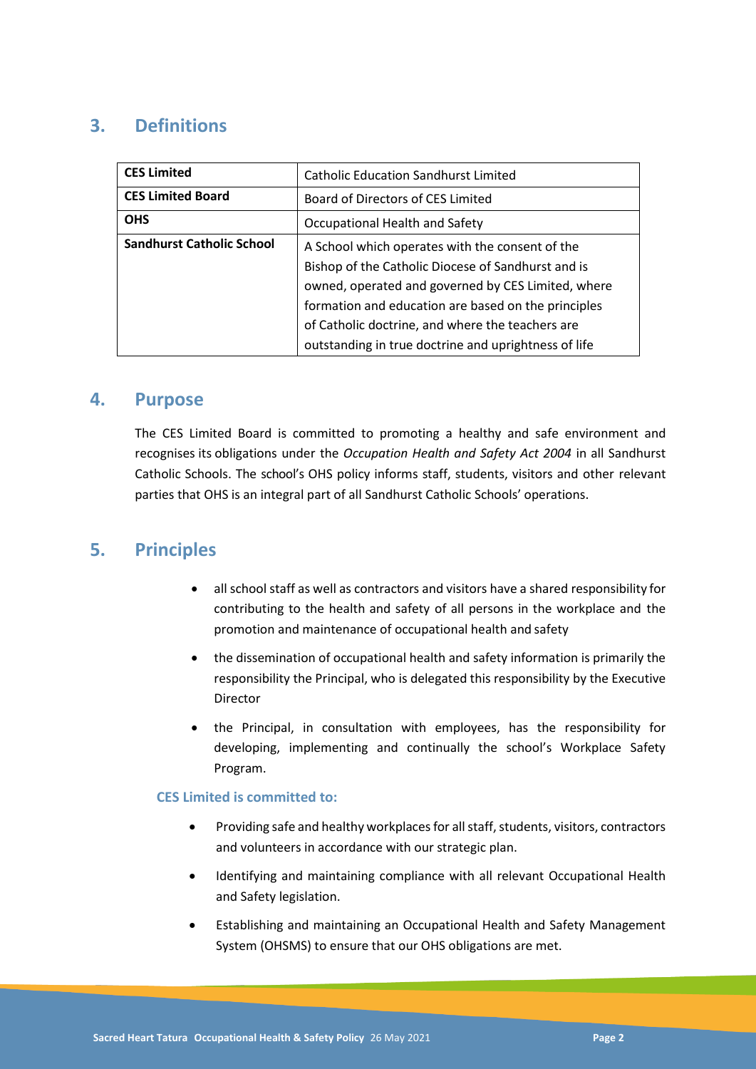## 3. Definitions

| | |
|---|---|
| **CES Limited** | Catholic Education Sandhurst Limited |
| **CES Limited Board** | Board of Directors of CES Limited |
| **OHS** | Occupational Health and Safety |
| **Sandhurst Catholic School** | A School which operates with the consent of the Bishop of the Catholic Diocese of Sandhurst and is owned, operated and governed by CES Limited, where formation and education are based on the principles of Catholic doctrine, and where the teachers are outstanding in true doctrine and uprightness of life |

## 4. Purpose

The CES Limited Board is committed to promoting a healthy and safe environment and recognises its obligations under the *Occupation Health and Safety Act 2004* in all Sandhurst Catholic Schools. The school's OHS policy informs staff, students, visitors and other relevant parties that OHS is an integral part of all Sandhurst Catholic Schools' operations.

## 5. Principles

- all school staff as well as contractors and visitors have a shared responsibility for contributing to the health and safety of all persons in the workplace and the promotion and maintenance of occupational health and safety
- the dissemination of occupational health and safety information is primarily the responsibility the Principal, who is delegated this responsibility by the Executive Director
- the Principal, in consultation with employees, has the responsibility for developing, implementing and continually the school's Workplace Safety Program.

### CES Limited is committed to:

- Providing safe and healthy workplaces for all staff, students, visitors, contractors and volunteers in accordance with our strategic plan.
- Identifying and maintaining compliance with all relevant Occupational Health and Safety legislation.
- Establishing and maintaining an Occupational Health and Safety Management System (OHSMS) to ensure that our OHS obligations are met.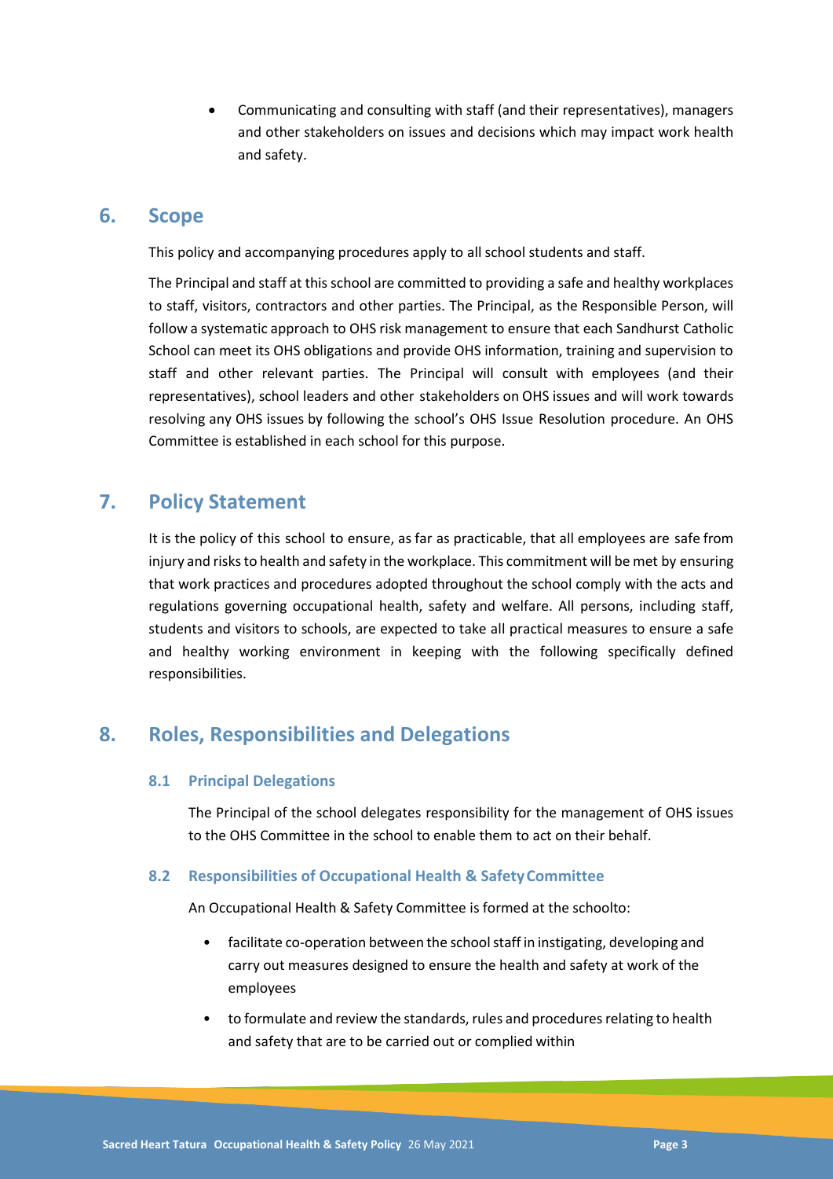- Communicating and consulting with staff (and their representatives), managers and other stakeholders on issues and decisions which may impact work health and safety.

## 6. Scope

This policy and accompanying procedures apply to all school students and staff.

The Principal and staff at this school are committed to providing a safe and healthy workplaces to staff, visitors, contractors and other parties. The Principal, as the Responsible Person, will follow a systematic approach to OHS risk management to ensure that each Sandhurst Catholic School can meet its OHS obligations and provide OHS information, training and supervision to staff and other relevant parties. The Principal will consult with employees (and their representatives), school leaders and other stakeholders on OHS issues and will work towards resolving any OHS issues by following the school's OHS Issue Resolution procedure. An OHS Committee is established in each school for this purpose.

## 7. Policy Statement

It is the policy of this school to ensure, as far as practicable, that all employees are safe from injury and risks to health and safety in the workplace. This commitment will be met by ensuring that work practices and procedures adopted throughout the school comply with the acts and regulations governing occupational health, safety and welfare. All persons, including staff, students and visitors to schools, are expected to take all practical measures to ensure a safe and healthy working environment in keeping with the following specifically defined responsibilities.

## 8. Roles, Responsibilities and Delegations

### 8.1 Principal Delegations

The Principal of the school delegates responsibility for the management of OHS issues to the OHS Committee in the school to enable them to act on their behalf.

### 8.2 Responsibilities of Occupational Health & Safety Committee

An Occupational Health & Safety Committee is formed at the schoolto:

- facilitate co-operation between the school staff in instigating, developing and carry out measures designed to ensure the health and safety at work of the employees
- to formulate and review the standards, rules and procedures relating to health and safety that are to be carried out or complied within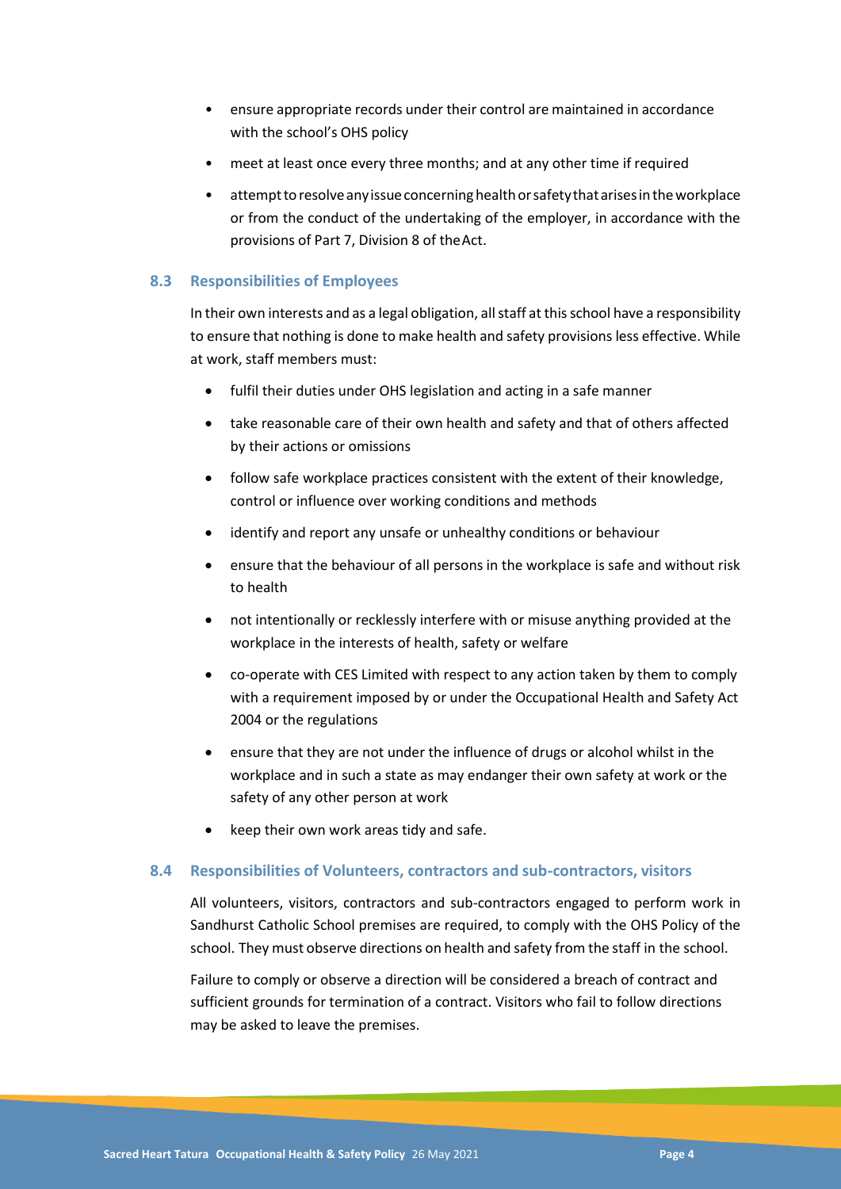- ensure appropriate records under their control are maintained in accordance with the school's OHS policy
- meet at least once every three months; and at any other time if required
- attempt to resolve any issue concerning health or safety that arises in the workplace or from the conduct of the undertaking of the employer, in accordance with the provisions of Part 7, Division 8 of the Act.

### 8.3 Responsibilities of Employees

In their own interests and as a legal obligation, all staff at this school have a responsibility to ensure that nothing is done to make health and safety provisions less effective. While at work, staff members must:

- fulfil their duties under OHS legislation and acting in a safe manner
- take reasonable care of their own health and safety and that of others affected by their actions or omissions
- follow safe workplace practices consistent with the extent of their knowledge, control or influence over working conditions and methods
- identify and report any unsafe or unhealthy conditions or behaviour
- ensure that the behaviour of all persons in the workplace is safe and without risk to health
- not intentionally or recklessly interfere with or misuse anything provided at the workplace in the interests of health, safety or welfare
- co-operate with CES Limited with respect to any action taken by them to comply with a requirement imposed by or under the Occupational Health and Safety Act 2004 or the regulations
- ensure that they are not under the influence of drugs or alcohol whilst in the workplace and in such a state as may endanger their own safety at work or the safety of any other person at work
- keep their own work areas tidy and safe.

### 8.4 Responsibilities of Volunteers, contractors and sub-contractors, visitors

All volunteers, visitors, contractors and sub-contractors engaged to perform work in Sandhurst Catholic School premises are required, to comply with the OHS Policy of the school. They must observe directions on health and safety from the staff in the school.

Failure to comply or observe a direction will be considered a breach of contract and sufficient grounds for termination of a contract. Visitors who fail to follow directions may be asked to leave the premises.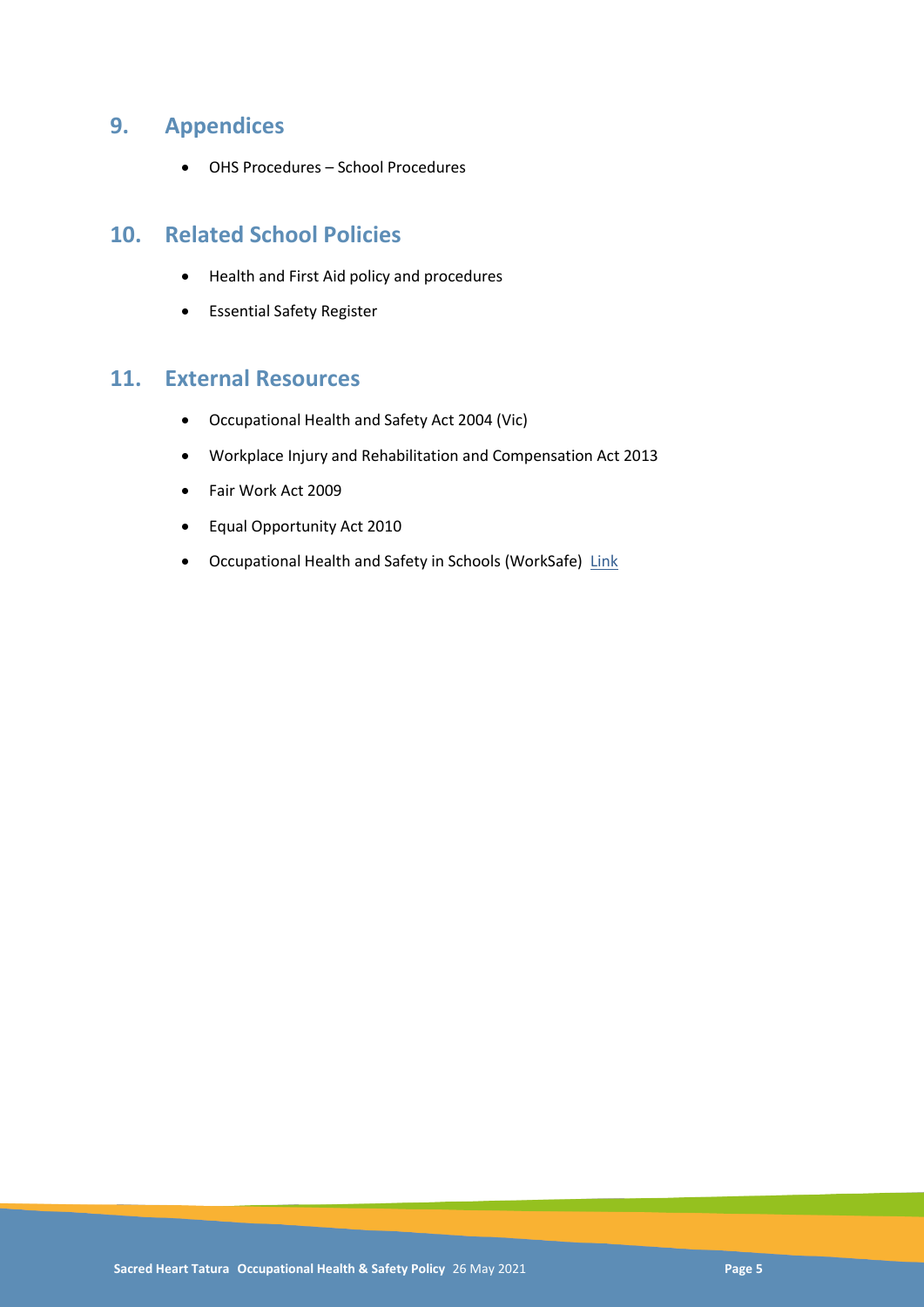## 9. Appendices

- OHS Procedures – School Procedures

## 10. Related School Policies

- Health and First Aid policy and procedures
- Essential Safety Register

## 11. External Resources

- Occupational Health and Safety Act 2004 (Vic)
- Workplace Injury and Rehabilitation and Compensation Act 2013
- Fair Work Act 2009
- Equal Opportunity Act 2010
- Occupational Health and Safety in Schools (WorkSafe) Link